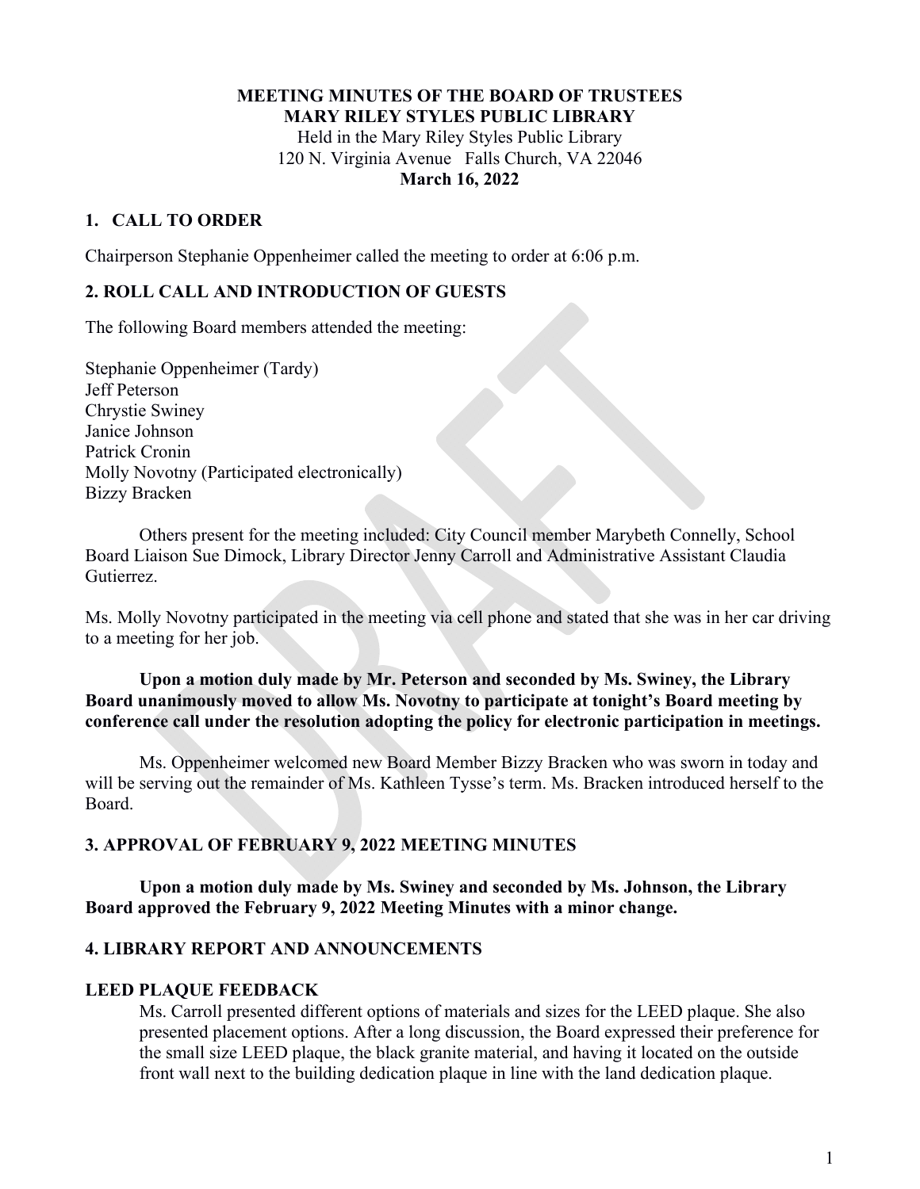**MEETING MINUTES OF THE BOARD OF TRUSTEES**
**MARY RILEY STYLES PUBLIC LIBRARY**
Held in the Mary Riley Styles Public Library
120 N. Virginia Avenue Falls Church, VA 22046
**March 16, 2022**

## 1. CALL TO ORDER

Chairperson Stephanie Oppenheimer called the meeting to order at 6:06 p.m.

## 2. ROLL CALL AND INTRODUCTION OF GUESTS

The following Board members attended the meeting:

Stephanie Oppenheimer (Tardy)
Jeff Peterson
Chrystie Swiney
Janice Johnson
Patrick Cronin
Molly Novotny (Participated electronically)
Bizzy Bracken

Others present for the meeting included: City Council member Marybeth Connelly, School Board Liaison Sue Dimock, Library Director Jenny Carroll and Administrative Assistant Claudia Gutierrez.

Ms. Molly Novotny participated in the meeting via cell phone and stated that she was in her car driving to a meeting for her job.

**Upon a motion duly made by Mr. Peterson and seconded by Ms. Swiney, the Library Board unanimously moved to allow Ms. Novotny to participate at tonight's Board meeting by conference call under the resolution adopting the policy for electronic participation in meetings.**

Ms. Oppenheimer welcomed new Board Member Bizzy Bracken who was sworn in today and will be serving out the remainder of Ms. Kathleen Tysse's term. Ms. Bracken introduced herself to the Board.

## 3. APPROVAL OF FEBRUARY 9, 2022 MEETING MINUTES

**Upon a motion duly made by Ms. Swiney and seconded by Ms. Johnson, the Library Board approved the February 9, 2022 Meeting Minutes with a minor change.**

## 4. LIBRARY REPORT AND ANNOUNCEMENTS

### LEED PLAQUE FEEDBACK

Ms. Carroll presented different options of materials and sizes for the LEED plaque. She also presented placement options. After a long discussion, the Board expressed their preference for the small size LEED plaque, the black granite material, and having it located on the outside front wall next to the building dedication plaque in line with the land dedication plaque.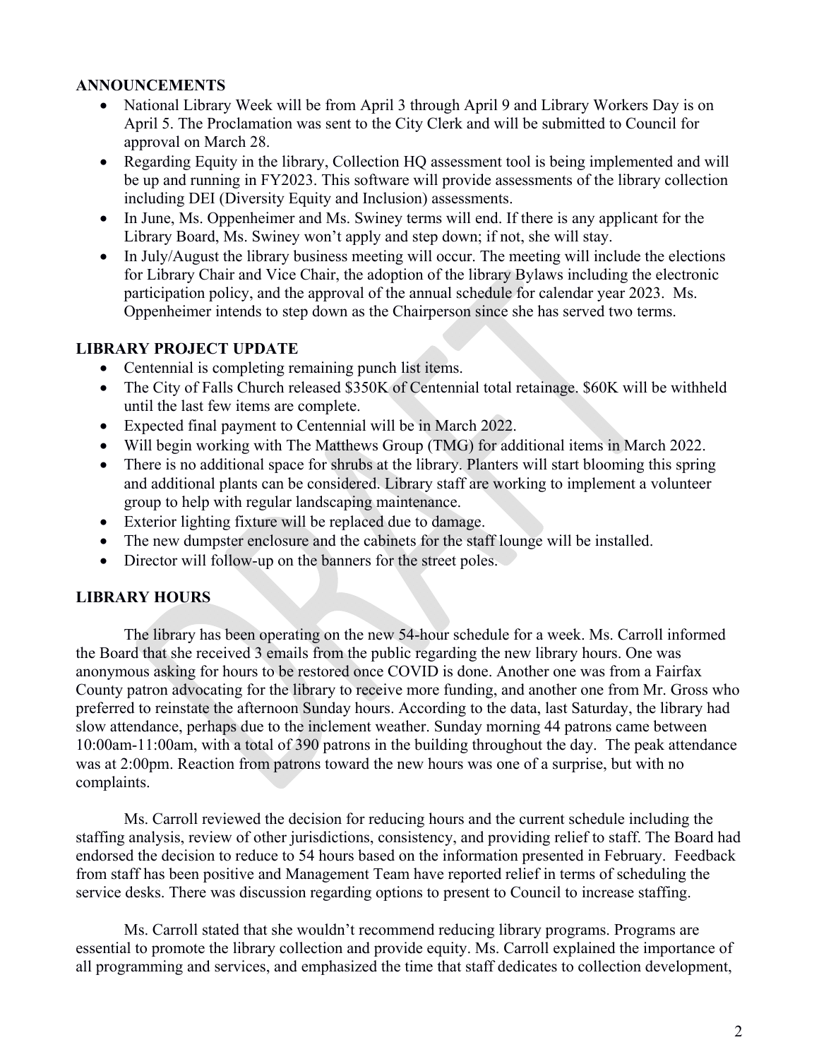## ANNOUNCEMENTS

- National Library Week will be from April 3 through April 9 and Library Workers Day is on April 5. The Proclamation was sent to the City Clerk and will be submitted to Council for approval on March 28.
- Regarding Equity in the library, Collection HQ assessment tool is being implemented and will be up and running in FY2023. This software will provide assessments of the library collection including DEI (Diversity Equity and Inclusion) assessments.
- In June, Ms. Oppenheimer and Ms. Swiney terms will end. If there is any applicant for the Library Board, Ms. Swiney won't apply and step down; if not, she will stay.
- In July/August the library business meeting will occur. The meeting will include the elections for Library Chair and Vice Chair, the adoption of the library Bylaws including the electronic participation policy, and the approval of the annual schedule for calendar year 2023. Ms. Oppenheimer intends to step down as the Chairperson since she has served two terms.

## LIBRARY PROJECT UPDATE

- Centennial is completing remaining punch list items.
- The City of Falls Church released $350K of Centennial total retainage. $60K will be withheld until the last few items are complete.
- Expected final payment to Centennial will be in March 2022.
- Will begin working with The Matthews Group (TMG) for additional items in March 2022.
- There is no additional space for shrubs at the library. Planters will start blooming this spring and additional plants can be considered. Library staff are working to implement a volunteer group to help with regular landscaping maintenance.
- Exterior lighting fixture will be replaced due to damage.
- The new dumpster enclosure and the cabinets for the staff lounge will be installed.
- Director will follow-up on the banners for the street poles.

## LIBRARY HOURS

The library has been operating on the new 54-hour schedule for a week. Ms. Carroll informed the Board that she received 3 emails from the public regarding the new library hours. One was anonymous asking for hours to be restored once COVID is done. Another one was from a Fairfax County patron advocating for the library to receive more funding, and another one from Mr. Gross who preferred to reinstate the afternoon Sunday hours. According to the data, last Saturday, the library had slow attendance, perhaps due to the inclement weather. Sunday morning 44 patrons came between 10:00am-11:00am, with a total of 390 patrons in the building throughout the day. The peak attendance was at 2:00pm. Reaction from patrons toward the new hours was one of a surprise, but with no complaints.

Ms. Carroll reviewed the decision for reducing hours and the current schedule including the staffing analysis, review of other jurisdictions, consistency, and providing relief to staff. The Board had endorsed the decision to reduce to 54 hours based on the information presented in February. Feedback from staff has been positive and Management Team have reported relief in terms of scheduling the service desks. There was discussion regarding options to present to Council to increase staffing.

Ms. Carroll stated that she wouldn't recommend reducing library programs. Programs are essential to promote the library collection and provide equity. Ms. Carroll explained the importance of all programming and services, and emphasized the time that staff dedicates to collection development,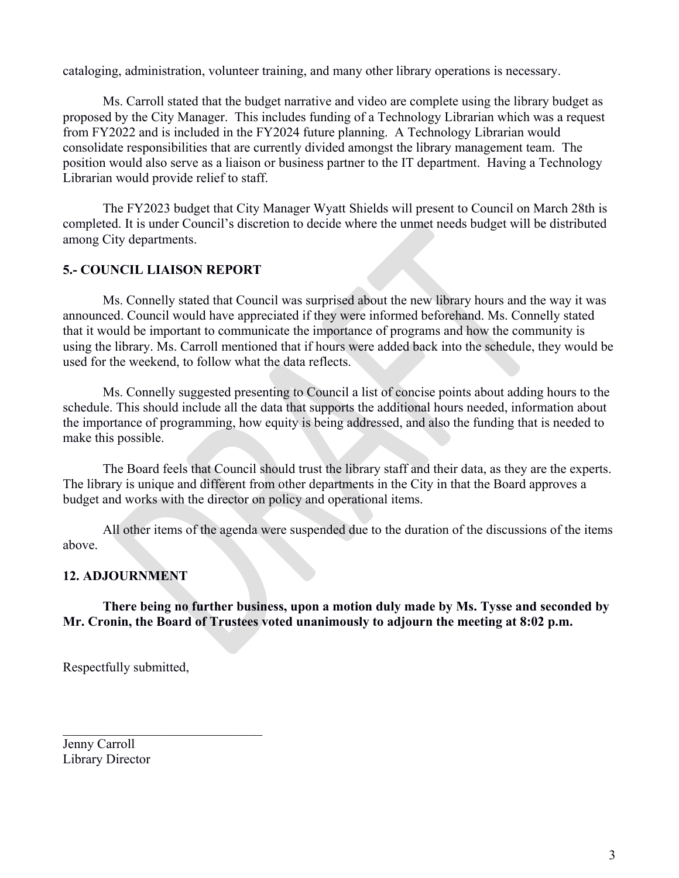cataloging, administration, volunteer training, and many other library operations is necessary.

Ms. Carroll stated that the budget narrative and video are complete using the library budget as proposed by the City Manager. This includes funding of a Technology Librarian which was a request from FY2022 and is included in the FY2024 future planning. A Technology Librarian would consolidate responsibilities that are currently divided amongst the library management team. The position would also serve as a liaison or business partner to the IT department. Having a Technology Librarian would provide relief to staff.

The FY2023 budget that City Manager Wyatt Shields will present to Council on March 28th is completed. It is under Council's discretion to decide where the unmet needs budget will be distributed among City departments.

## 5.- COUNCIL LIAISON REPORT

Ms. Connelly stated that Council was surprised about the new library hours and the way it was announced. Council would have appreciated if they were informed beforehand. Ms. Connelly stated that it would be important to communicate the importance of programs and how the community is using the library. Ms. Carroll mentioned that if hours were added back into the schedule, they would be used for the weekend, to follow what the data reflects.

Ms. Connelly suggested presenting to Council a list of concise points about adding hours to the schedule. This should include all the data that supports the additional hours needed, information about the importance of programming, how equity is being addressed, and also the funding that is needed to make this possible.

The Board feels that Council should trust the library staff and their data, as they are the experts. The library is unique and different from other departments in the City in that the Board approves a budget and works with the director on policy and operational items.

All other items of the agenda were suspended due to the duration of the discussions of the items above.

## 12. ADJOURNMENT

**There being no further business, upon a motion duly made by Ms. Tysse and seconded by Mr. Cronin, the Board of Trustees voted unanimously to adjourn the meeting at 8:02 p.m.**

Respectfully submitted,

\_\_\_\_\_\_\_\_\_\_\_\_\_\_\_\_\_\_\_\_\_\_\_\_\_\_\_\_\_\_

Jenny Carroll
Library Director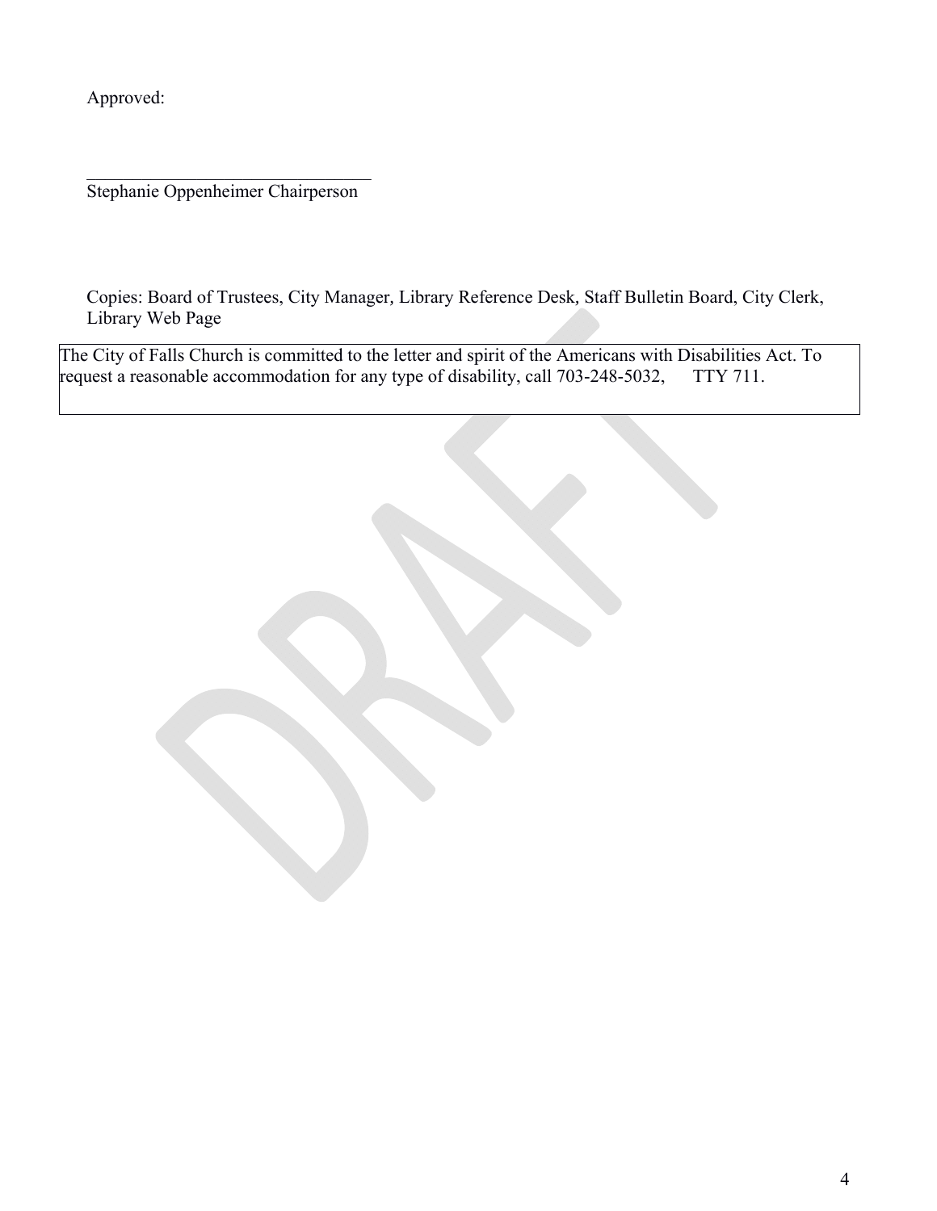Approved:

________________________________
Stephanie Oppenheimer Chairperson

Copies: Board of Trustees, City Manager, Library Reference Desk, Staff Bulletin Board, City Clerk, Library Web Page

The City of Falls Church is committed to the letter and spirit of the Americans with Disabilities Act. To request a reasonable accommodation for any type of disability, call 703-248-5032, TTY 711.